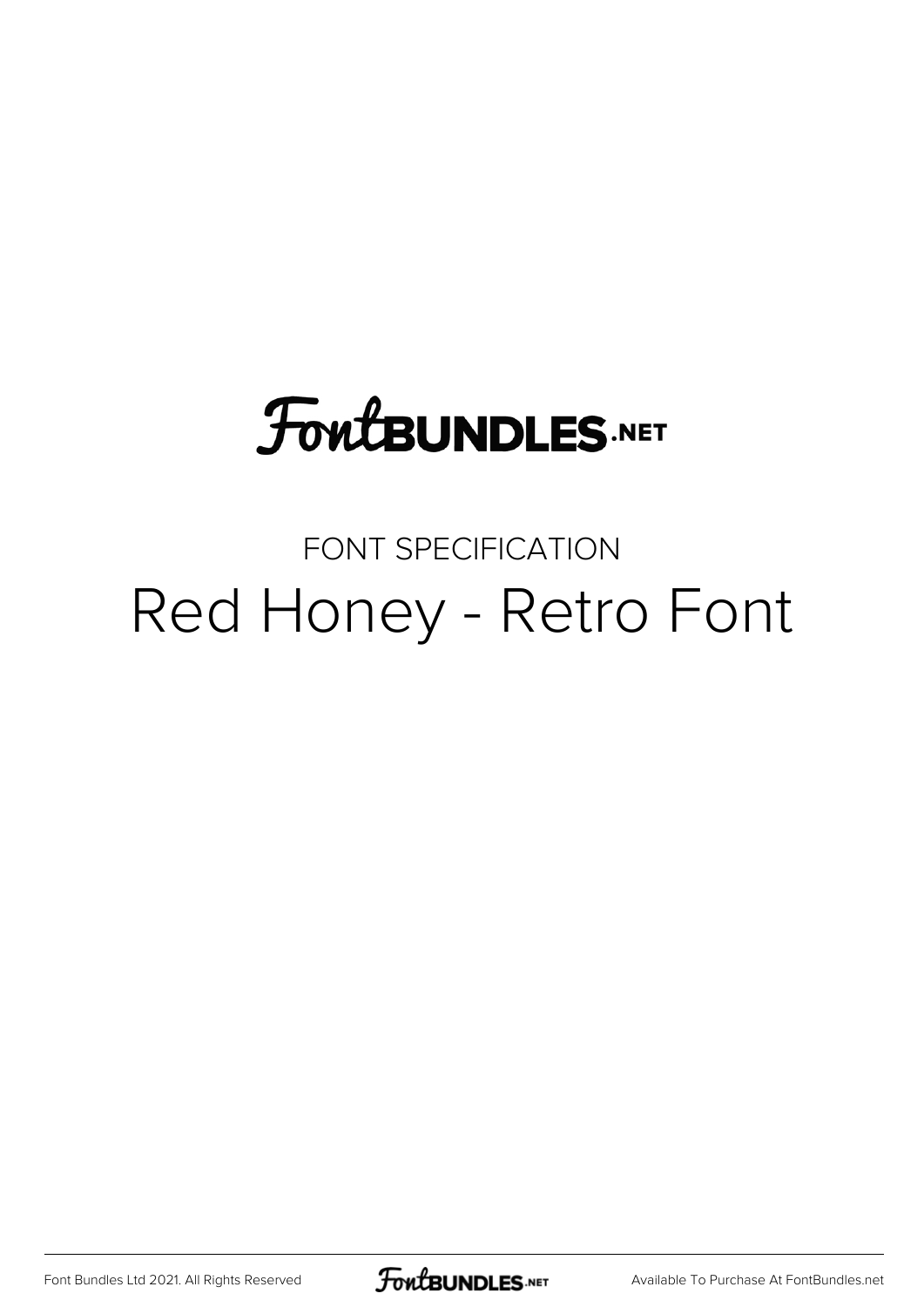# FontBUNDLES.NET

FONT SPECIFICATION

## Red Honey - Retro Font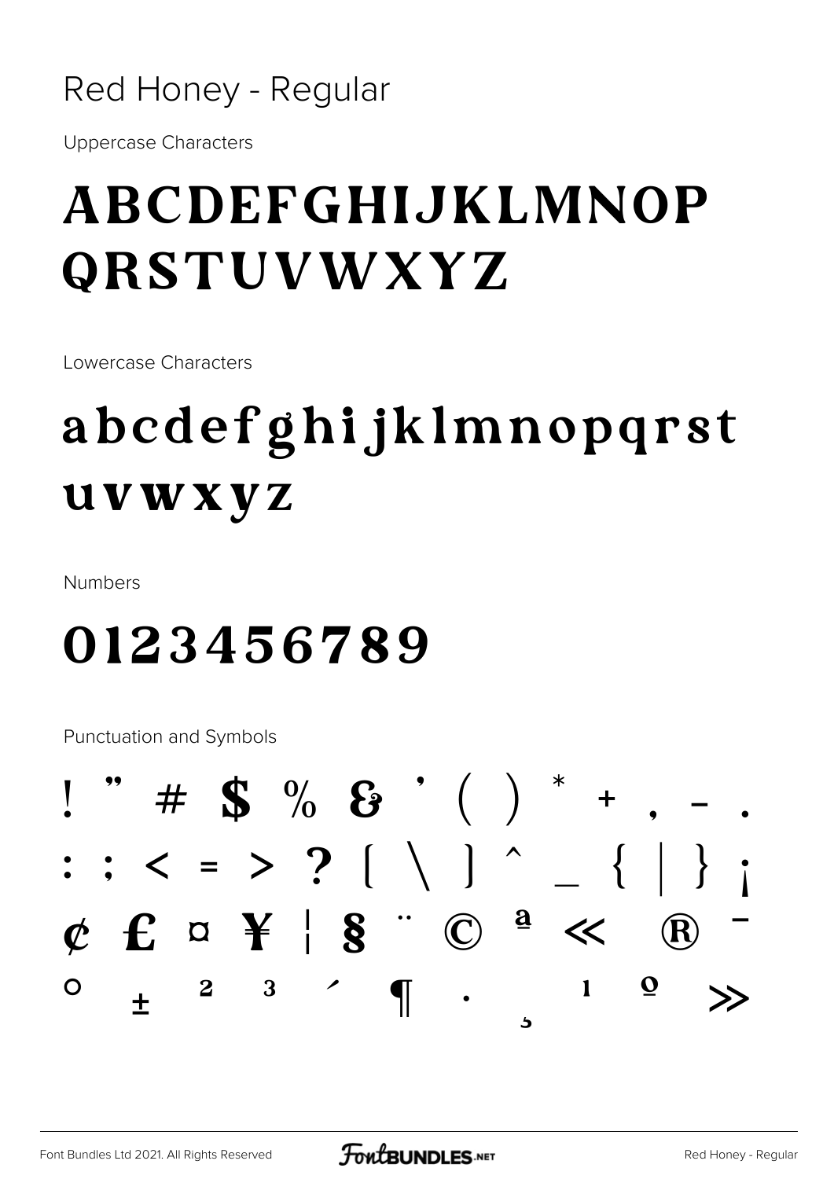# Red Honey - Regular

Uppercase Characters

## ABCDEFGHIJKLMNOP QRSTUVWXYZ

Lowercase Characters

## abcdefghijklmnopqrst uvwxyz

Numbers

## 0123456789

Punctuation and Symbols

## ! " # $ % & ' ( ) * + , - . : ; < = > ? [ \ ] ^ _ { | } ¡ ¢ £ ¤ ¥ ¦ § ¨ © ª « ® ¯ ° ± ² ³ ´ ¶ · ¸ ¹ º »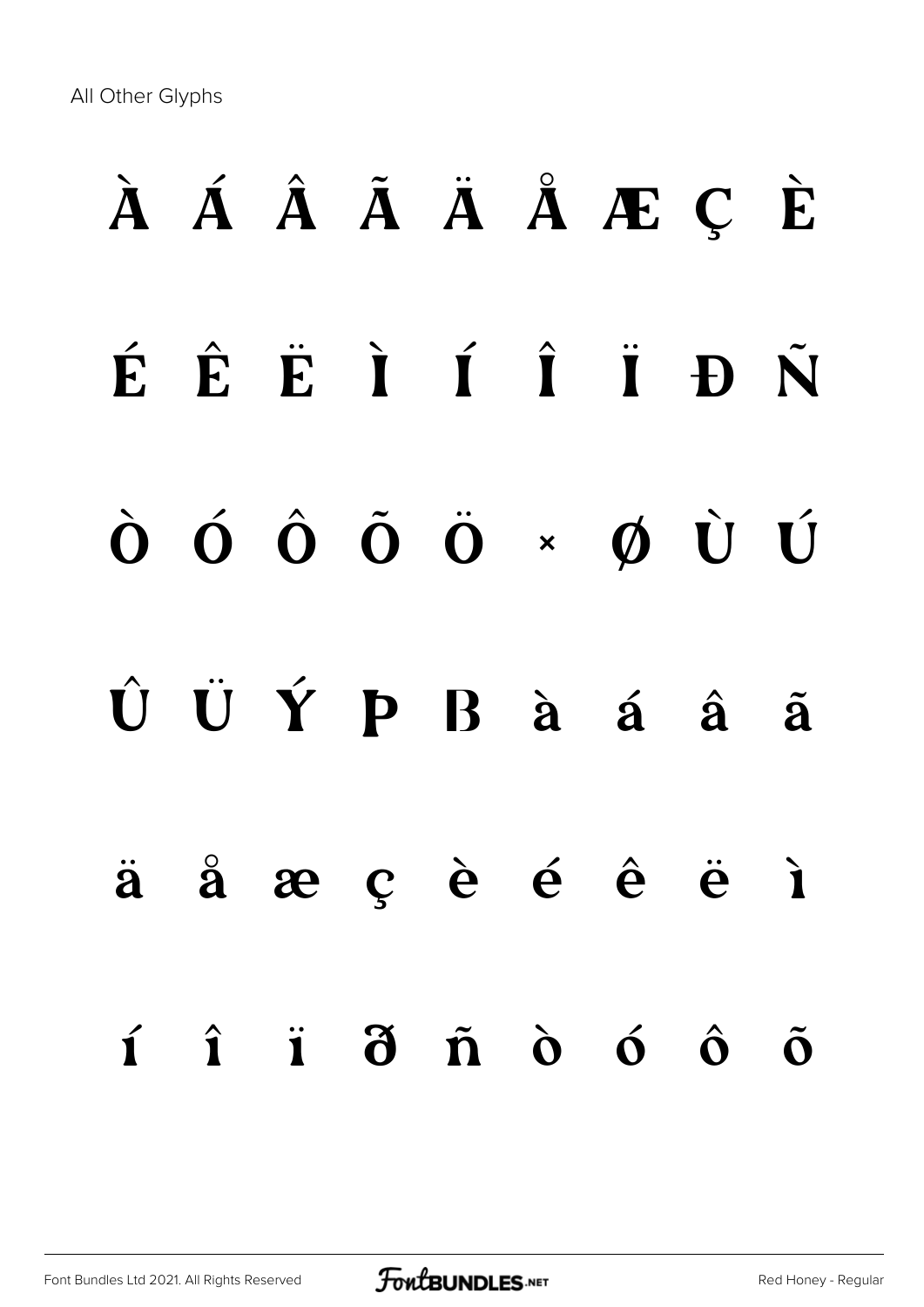All Other Glyphs

À Á Â Ã Ä Å Æ Ç È

É Ê Ë Ì Í Î Ï Đ Ñ

Ò Ó Ô Õ Ö × Ø Ù Ú

Û Ü Ý Þ ß à á â ã

ä å æ ç è é ê ë ì

í î ï ð ñ ò ó ô õ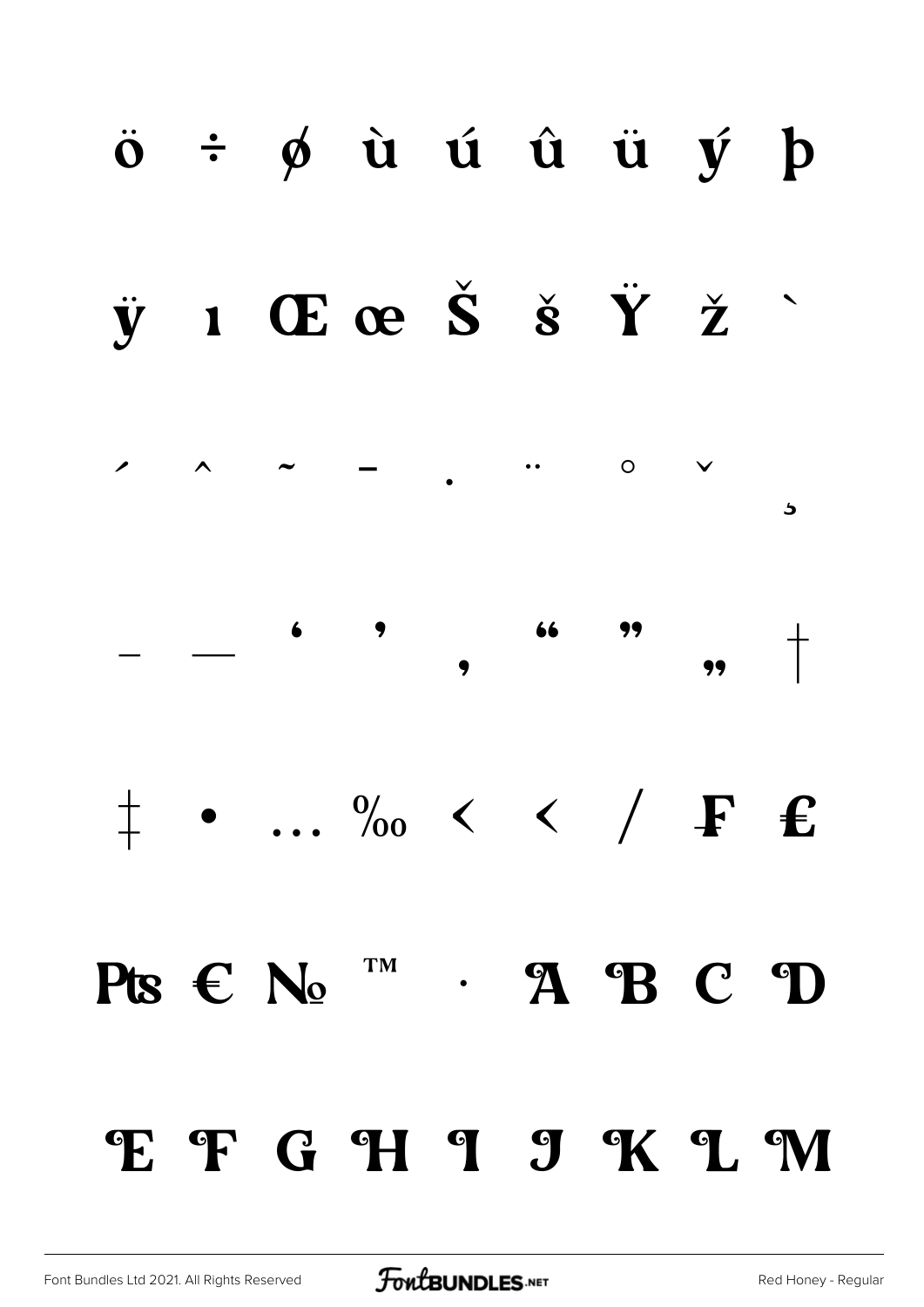ö ÷ ø ù ú û ü ý þ

ÿ ı Œ œ Š š Ÿ ž `

´ ˆ ˜ ¯ ˙ ¨ ˚ ˇ ¸

– — ‘ ’ ‚ “ ” „ †

‡ • … ‰ ‹ ‹ / ₣ ₤

₧ € № ™ · A B C D

E F G H I J K L M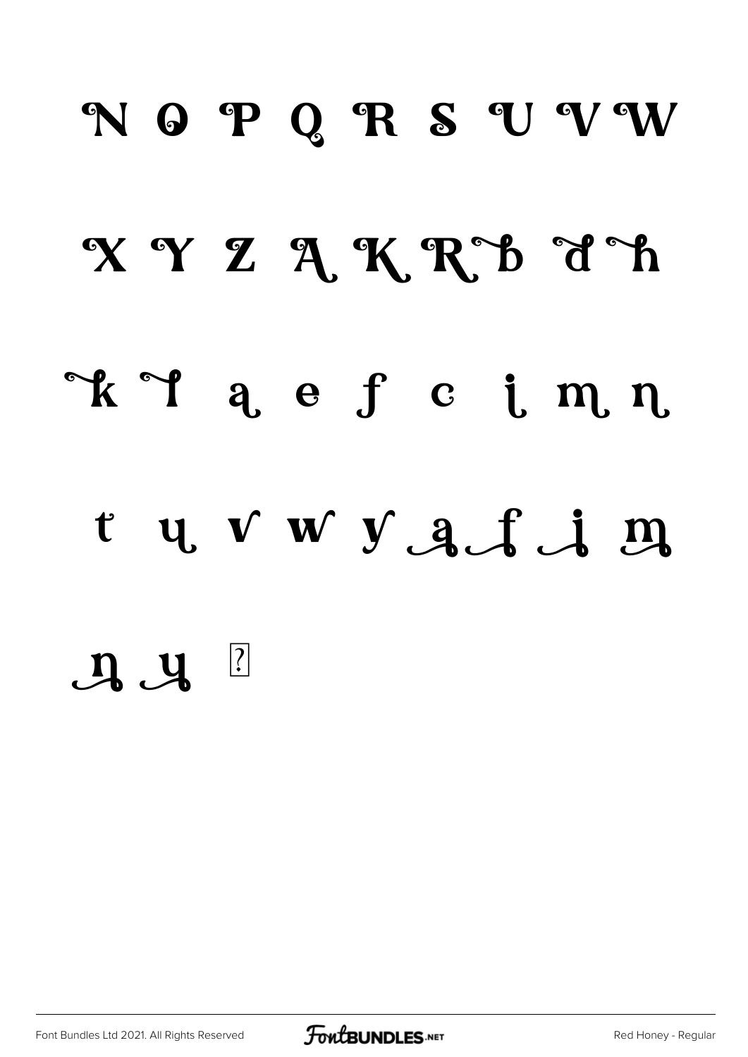N O P Q R S U V W

X Y Z A K R b d h

k l a e f c i m n

t u v w y a f i m

n u ?